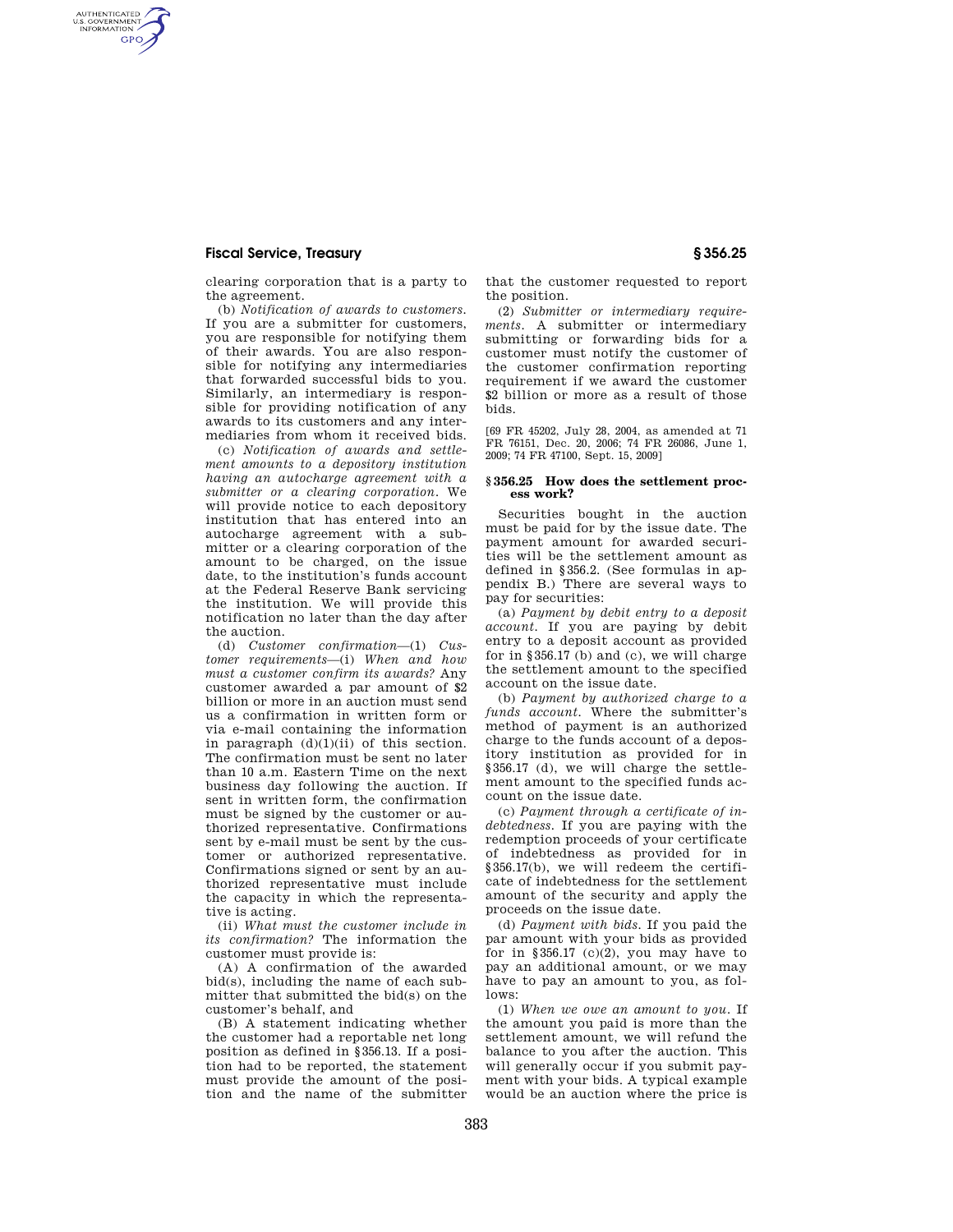clearing corporation that is a party to the agreement.

(b) *Notification of awards to customers.* If you are a submitter for customers, you are responsible for notifying them of their awards. You are also responsible for notifying any intermediaries that forwarded successful bids to you. Similarly, an intermediary is responsible for providing notification of any awards to its customers and any intermediaries from whom it received bids.

(c) *Notification of awards and settlement amounts to a depository institution having an autocharge agreement with a submitter or a clearing corporation.* We will provide notice to each depository institution that has entered into an autocharge agreement with a submitter or a clearing corporation of the amount to be charged, on the issue date, to the institution's funds account at the Federal Reserve Bank servicing the institution. We will provide this notification no later than the day after the auction.

(d) *Customer confirmation*—(1) *Customer requirements*—(i) *When and how must a customer confirm its awards?* Any customer awarded a par amount of $2 billion or more in an auction must send us a confirmation in written form or via e-mail containing the information in paragraph (d)(1)(ii) of this section. The confirmation must be sent no later than 10 a.m. Eastern Time on the next business day following the auction. If sent in written form, the confirmation must be signed by the customer or authorized representative. Confirmations sent by e-mail must be sent by the customer or authorized representative. Confirmations signed or sent by an authorized representative must include the capacity in which the representative is acting.

(ii) *What must the customer include in its confirmation?* The information the customer must provide is:

(A) A confirmation of the awarded bid(s), including the name of each submitter that submitted the bid(s) on the customer's behalf, and

(B) A statement indicating whether the customer had a reportable net long position as defined in §356.13. If a position had to be reported, the statement must provide the amount of the position and the name of the submitter that the customer requested to report the position.

(2) *Submitter or intermediary requirements.* A submitter or intermediary submitting or forwarding bids for a customer must notify the customer of the customer confirmation reporting requirement if we award the customer $2 billion or more as a result of those bids.

[69 FR 45202, July 28, 2004, as amended at 71 FR 76151, Dec. 20, 2006; 74 FR 26086, June 1, 2009; 74 FR 47100, Sept. 15, 2009]

### § 356.25 How does the settlement process work?

Securities bought in the auction must be paid for by the issue date. The payment amount for awarded securities will be the settlement amount as defined in §356.2. (See formulas in appendix B.) There are several ways to pay for securities:

(a) *Payment by debit entry to a deposit account.* If you are paying by debit entry to a deposit account as provided for in §356.17 (b) and (c), we will charge the settlement amount to the specified account on the issue date.

(b) *Payment by authorized charge to a funds account.* Where the submitter's method of payment is an authorized charge to the funds account of a depository institution as provided for in §356.17 (d), we will charge the settlement amount to the specified funds account on the issue date.

(c) *Payment through a certificate of indebtedness.* If you are paying with the redemption proceeds of your certificate of indebtedness as provided for in §356.17(b), we will redeem the certificate of indebtedness for the settlement amount of the security and apply the proceeds on the issue date.

(d) *Payment with bids.* If you paid the par amount with your bids as provided for in §356.17 (c)(2), you may have to pay an additional amount, or we may have to pay an amount to you, as follows:

(1) *When we owe an amount to you.* If the amount you paid is more than the settlement amount, we will refund the balance to you after the auction. This will generally occur if you submit payment with your bids. A typical example would be an auction where the price is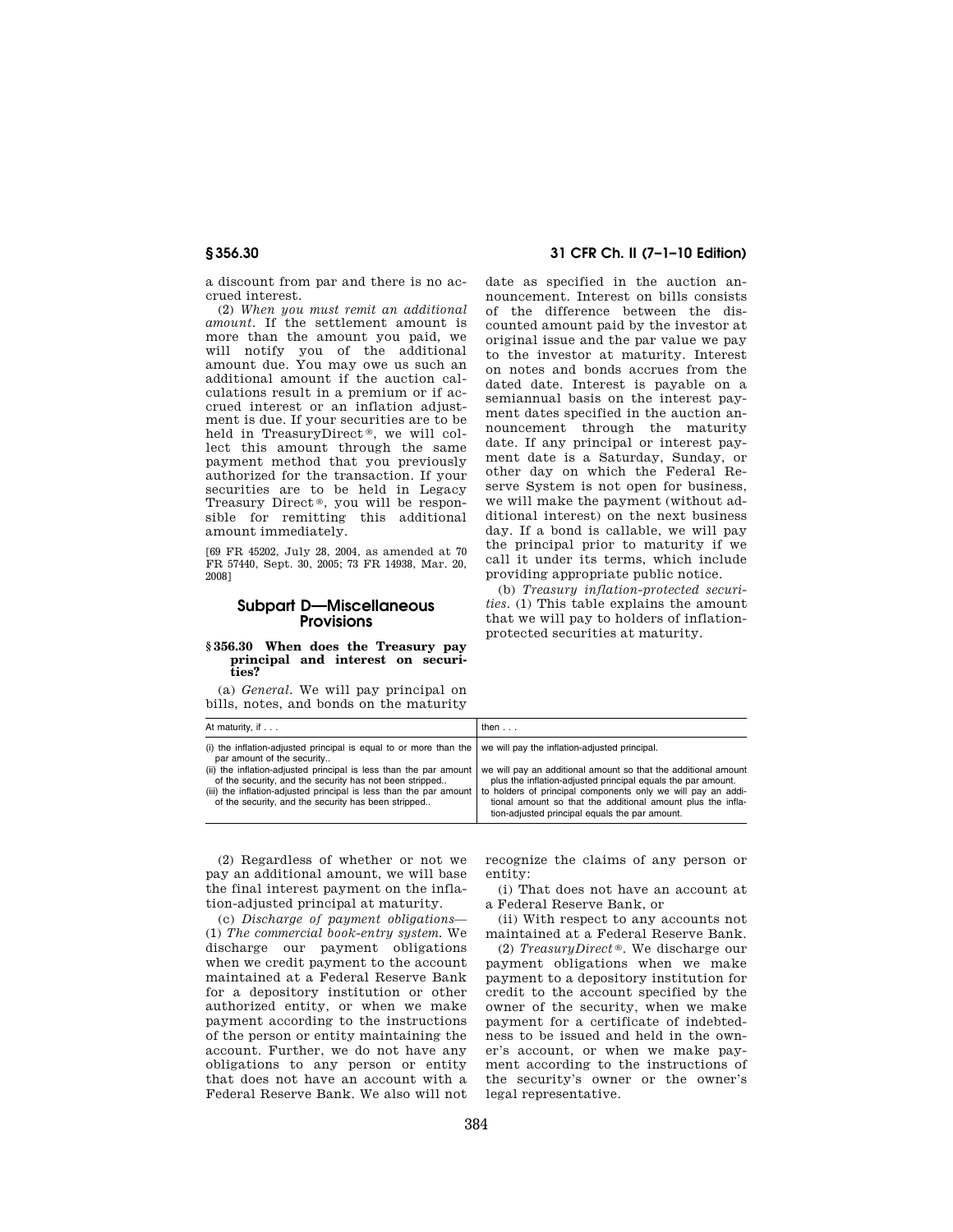a discount from par and there is no accrued interest.

(2) *When you must remit an additional amount.* If the settlement amount is more than the amount you paid, we will notify you of the additional amount due. You may owe us such an additional amount if the auction calculations result in a premium or if accrued interest or an inflation adjustment is due. If your securities are to be held in TreasuryDirect®, we will collect this amount through the same payment method that you previously authorized for the transaction. If your securities are to be held in Legacy Treasury Direct®, you will be responsible for remitting this additional amount immediately.

[69 FR 45202, July 28, 2004, as amended at 70 FR 57440, Sept. 30, 2005; 73 FR 14938, Mar. 20, 2008]

## Subpart D—Miscellaneous Provisions

### § 356.30 When does the Treasury pay principal and interest on securities?

(a) *General.* We will pay principal on bills, notes, and bonds on the maturity date as specified in the auction announcement. Interest on bills consists of the difference between the discounted amount paid by the investor at original issue and the par value we pay to the investor at maturity. Interest on notes and bonds accrues from the dated date. Interest is payable on a semiannual basis on the interest payment dates specified in the auction announcement through the maturity date. If any principal or interest payment date is a Saturday, Sunday, or other day on which the Federal Reserve System is not open for business, we will make the payment (without additional interest) on the next business day. If a bond is callable, we will pay the principal prior to maturity if we call it under its terms, which include providing appropriate public notice.

(b) *Treasury inflation-protected securities.* (1) This table explains the amount that we will pay to holders of inflation-protected securities at maturity.

| At maturity, if . . . | then . . . |
|---|---|
| (i) the inflation-adjusted principal is equal to or more than the par amount of the security.. | we will pay the inflation-adjusted principal. |
| (ii) the inflation-adjusted principal is less than the par amount of the security, and the security has not been stripped.. | we will pay an additional amount so that the additional amount plus the inflation-adjusted principal equals the par amount. |
| (iii) the inflation-adjusted principal is less than the par amount of the security, and the security has been stripped.. | to holders of principal components only we will pay an additional amount so that the additional amount plus the inflation-adjusted principal equals the par amount. |

(2) Regardless of whether or not we pay an additional amount, we will base the final interest payment on the inflation-adjusted principal at maturity.

(c) *Discharge of payment obligations*—(1) *The commercial book-entry system.* We discharge our payment obligations when we credit payment to the account maintained at a Federal Reserve Bank for a depository institution or other authorized entity, or when we make payment according to the instructions of the person or entity maintaining the account. Further, we do not have any obligations to any person or entity that does not have an account with a Federal Reserve Bank. We also will not recognize the claims of any person or entity:

(i) That does not have an account at a Federal Reserve Bank, or

(ii) With respect to any accounts not maintained at a Federal Reserve Bank.

(2) *TreasuryDirect®.* We discharge our payment obligations when we make payment to a depository institution for credit to the account specified by the owner of the security, when we make payment for a certificate of indebtedness to be issued and held in the owner's account, or when we make payment according to the instructions of the security's owner or the owner's legal representative.